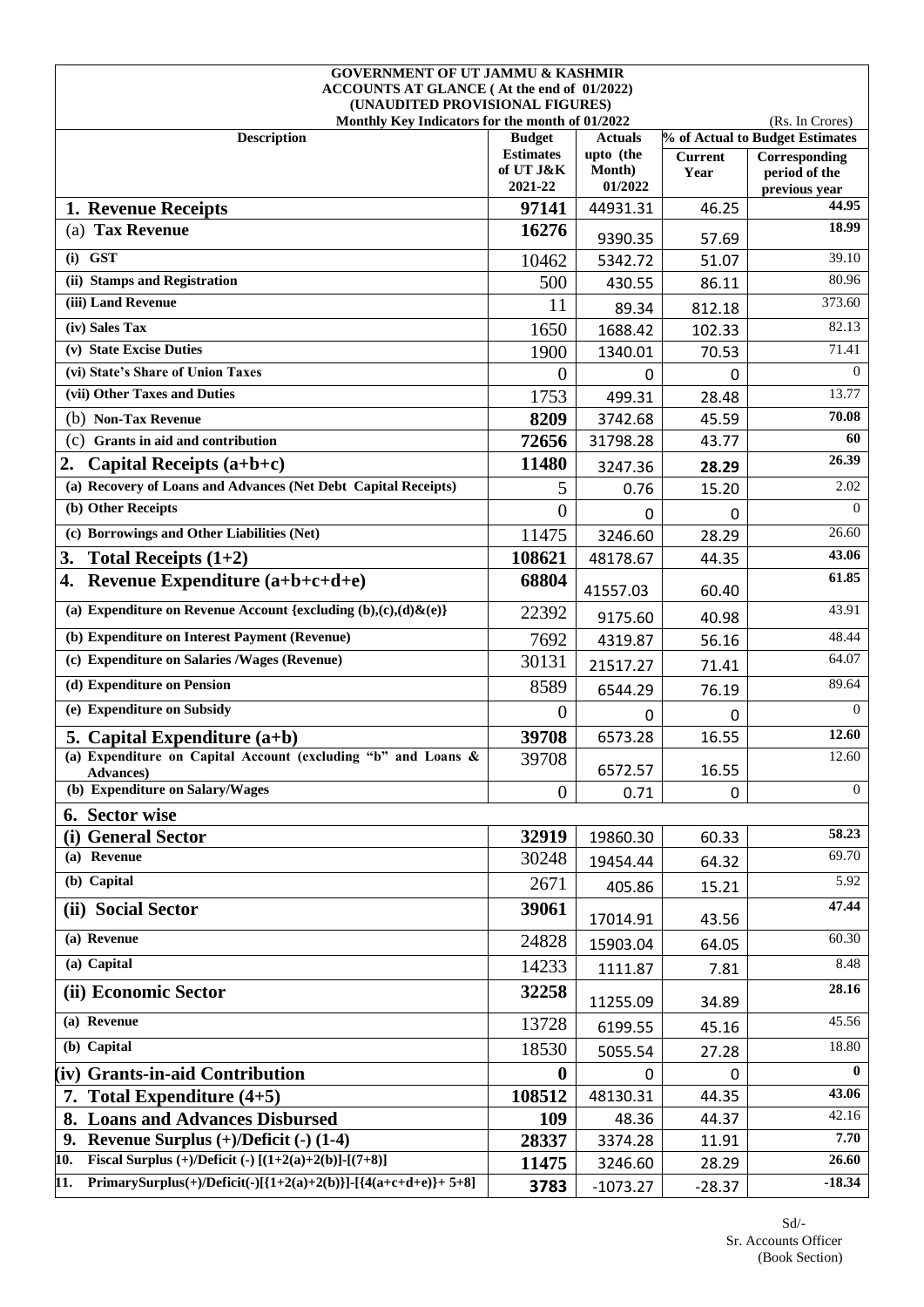**GOVERNMENT OF UT JAMMU & KASHMIR**
**ACCOUNTS AT GLANCE ( At the end of 01/2022)**
**(UNAUDITED PROVISIONAL FIGURES)**
**Monthly Key Indicators for the month of 01/2022**

(Rs. In Crores)

| Description | Budget Estimates of UT J&K 2021-22 | Actuals upto (the Month) 01/2022 | % of Actual to Budget Estimates | |
|---|---|---|---|---|
| | | | Current Year | Corresponding period of the previous year |
| **1. Revenue Receipts** | **97141** | 44931.31 | 46.25 | **44.95** |
| (a) **Tax Revenue** | **16276** | 9390.35 | 57.69 | **18.99** |
| **(i) GST** | 10462 | 5342.72 | 51.07 | 39.10 |
| **(ii) Stamps and Registration** | 500 | 430.55 | 86.11 | 80.96 |
| **(iii) Land Revenue** | 11 | 89.34 | 812.18 | 373.60 |
| **(iv) Sales Tax** | 1650 | 1688.42 | 102.33 | 82.13 |
| **(v) State Excise Duties** | 1900 | 1340.01 | 70.53 | 71.41 |
| **(vi) State's Share of Union Taxes** | 0 | 0 | 0 | 0 |
| **(vii) Other Taxes and Duties** | 1753 | 499.31 | 28.48 | 13.77 |
| (b) **Non-Tax Revenue** | **8209** | 3742.68 | 45.59 | **70.08** |
| (c) **Grants in aid and contribution** | **72656** | 31798.28 | 43.77 | **60** |
| **2. Capital Receipts (a+b+c)** | **11480** | 3247.36 | **28.29** | **26.39** |
| **(a) Recovery of Loans and Advances (Net Debt Capital Receipts)** | 5 | 0.76 | 15.20 | 2.02 |
| **(b) Other Receipts** | 0 | 0 | 0 | 0 |
| **(c) Borrowings and Other Liabilities (Net)** | 11475 | 3246.60 | 28.29 | 26.60 |
| **3. Total Receipts (1+2)** | **108621** | 48178.67 | 44.35 | **43.06** |
| **4. Revenue Expenditure (a+b+c+d+e)** | **68804** | 41557.03 | 60.40 | **61.85** |
| **(a) Expenditure on Revenue Account {excluding (b),(c),(d)&(e)}** | 22392 | 9175.60 | 40.98 | 43.91 |
| **(b) Expenditure on Interest Payment (Revenue)** | 7692 | 4319.87 | 56.16 | 48.44 |
| **(c) Expenditure on Salaries /Wages (Revenue)** | 30131 | 21517.27 | 71.41 | 64.07 |
| **(d) Expenditure on Pension** | 8589 | 6544.29 | 76.19 | 89.64 |
| **(e) Expenditure on Subsidy** | 0 | 0 | 0 | 0 |
| **5. Capital Expenditure (a+b)** | **39708** | 6573.28 | 16.55 | **12.60** |
| **(a) Expenditure on Capital Account (excluding "b" and Loans & Advances)** | 39708 | 6572.57 | 16.55 | 12.60 |
| **(b) Expenditure on Salary/Wages** | 0 | 0.71 | 0 | 0 |
| **6. Sector wise** | | | | |
| **(i) General Sector** | **32919** | 19860.30 | 60.33 | **58.23** |
| **(a) Revenue** | 30248 | 19454.44 | 64.32 | 69.70 |
| **(b) Capital** | 2671 | 405.86 | 15.21 | 5.92 |
| **(ii) Social Sector** | **39061** | 17014.91 | 43.56 | **47.44** |
| **(a) Revenue** | 24828 | 15903.04 | 64.05 | 60.30 |
| **(a) Capital** | 14233 | 1111.87 | 7.81 | 8.48 |
| **(ii) Economic Sector** | **32258** | 11255.09 | 34.89 | **28.16** |
| **(a) Revenue** | 13728 | 6199.55 | 45.16 | 45.56 |
| **(b) Capital** | 18530 | 5055.54 | 27.28 | 18.80 |
| **(iv) Grants-in-aid Contribution** | **0** | 0 | 0 | **0** |
| **7. Total Expenditure (4+5)** | **108512** | 48130.31 | 44.35 | **43.06** |
| **8. Loans and Advances Disbursed** | **109** | 48.36 | 44.37 | 42.16 |
| **9. Revenue Surplus (+)/Deficit (-) (1-4)** | **28337** | 3374.28 | 11.91 | **7.70** |
| **10. Fiscal Surplus (+)/Deficit (-) [(1+2(a)+2(b)]-[(7+8)]** | **11475** | 3246.60 | 28.29 | **26.60** |
| **11. PrimarySurplus(+)/Deficit(-)[{1+2(a)+2(b)}]-[{4(a+c+d+e)}+ 5+8]** | **3783** | -1073.27 | -28.37 | **-18.34** |

Sd/-
Sr. Accounts Officer
(Book Section)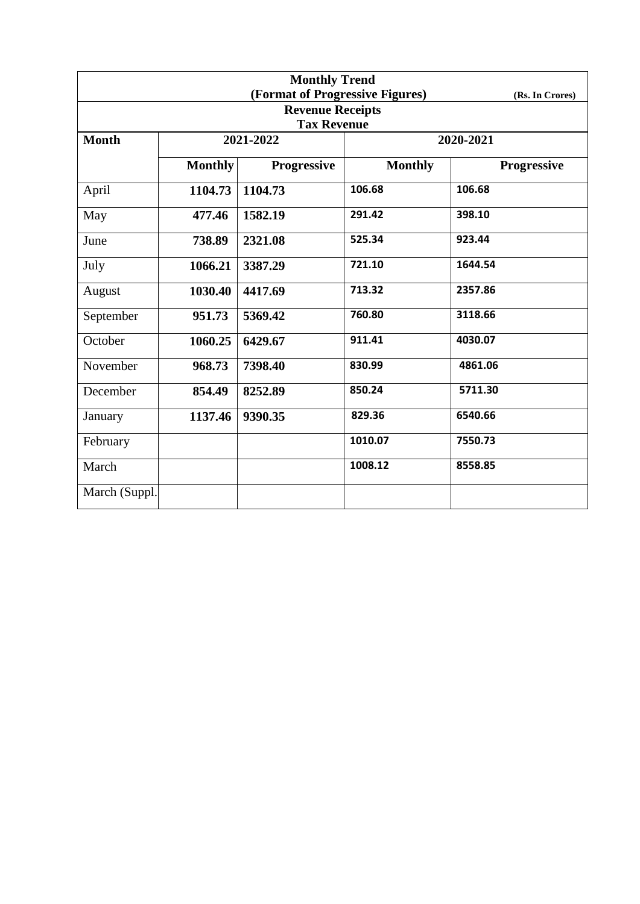**Monthly Trend**

**(Format of Progressive Figures)** **(Rs. In Crores)**

**Revenue Receipts**

**Tax Revenue**

| **Month** | **2021-2022** | | **2020-2021** | |
|---|---|---|---|---|
| | **Monthly** | **Progressive** | **Monthly** | **Progressive** |
| April | **1104.73** | **1104.73** | **106.68** | **106.68** |
| May | **477.46** | **1582.19** | **291.42** | **398.10** |
| June | **738.89** | **2321.08** | **525.34** | **923.44** |
| July | **1066.21** | **3387.29** | **721.10** | **1644.54** |
| August | **1030.40** | **4417.69** | **713.32** | **2357.86** |
| September | **951.73** | **5369.42** | **760.80** | **3118.66** |
| October | **1060.25** | **6429.67** | **911.41** | **4030.07** |
| November | **968.73** | **7398.40** | **830.99** | **4861.06** |
| December | **854.49** | **8252.89** | **850.24** | **5711.30** |
| January | **1137.46** | **9390.35** | **829.36** | **6540.66** |
| February | | | **1010.07** | **7550.73** |
| March | | | **1008.12** | **8558.85** |
| March (Suppl. | | | | |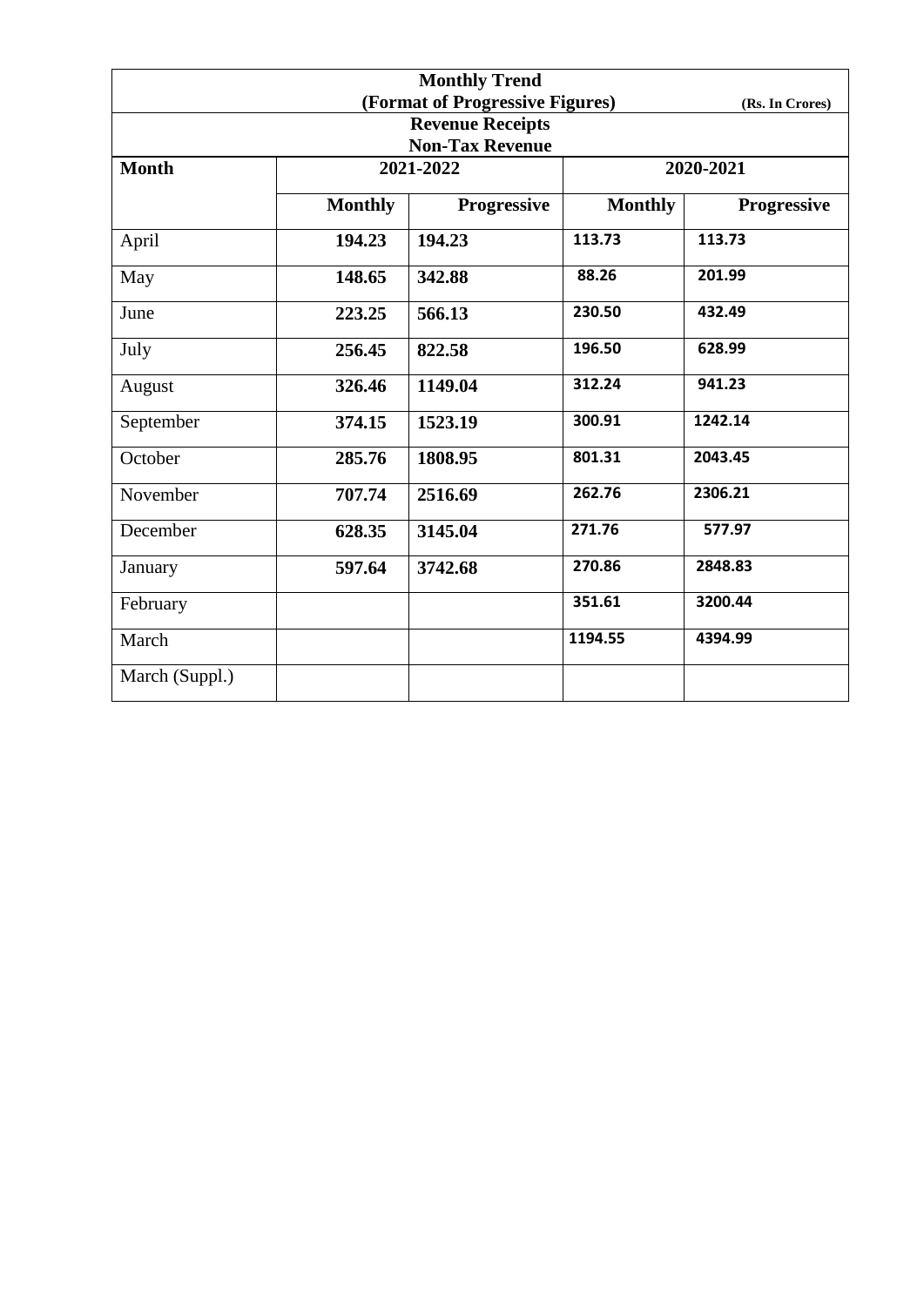**Monthly Trend**
**(Format of Progressive Figures)** **(Rs. In Crores)**
**Revenue Receipts**
**Non-Tax Revenue**

| Month | 2021-2022 | | 2020-2021 | |
|---|---|---|---|---|
| | Monthly | Progressive | Monthly | Progressive |
| April | 194.23 | 194.23 | 113.73 | 113.73 |
| May | 148.65 | 342.88 | 88.26 | 201.99 |
| June | 223.25 | 566.13 | 230.50 | 432.49 |
| July | 256.45 | 822.58 | 196.50 | 628.99 |
| August | 326.46 | 1149.04 | 312.24 | 941.23 |
| September | 374.15 | 1523.19 | 300.91 | 1242.14 |
| October | 285.76 | 1808.95 | 801.31 | 2043.45 |
| November | 707.74 | 2516.69 | 262.76 | 2306.21 |
| December | 628.35 | 3145.04 | 271.76 | 577.97 |
| January | 597.64 | 3742.68 | 270.86 | 2848.83 |
| February | | | 351.61 | 3200.44 |
| March | | | 1194.55 | 4394.99 |
| March (Suppl.) | | | | |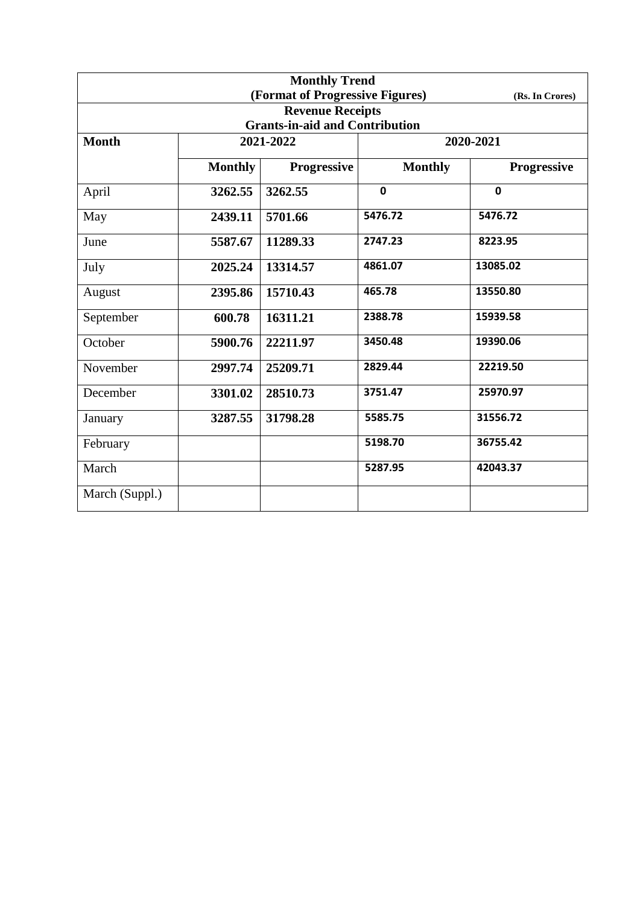**Monthly Trend**
**(Format of Progressive Figures)** **(Rs. In Crores)**

**Revenue Receipts**
**Grants-in-aid and Contribution**

| Month | 2021-2022 | | 2020-2021 | |
|---|---|---|---|---|
| | Monthly | Progressive | Monthly | Progressive |
| April | 3262.55 | 3262.55 | 0 | 0 |
| May | 2439.11 | 5701.66 | 5476.72 | 5476.72 |
| June | 5587.67 | 11289.33 | 2747.23 | 8223.95 |
| July | 2025.24 | 13314.57 | 4861.07 | 13085.02 |
| August | 2395.86 | 15710.43 | 465.78 | 13550.80 |
| September | 600.78 | 16311.21 | 2388.78 | 15939.58 |
| October | 5900.76 | 22211.97 | 3450.48 | 19390.06 |
| November | 2997.74 | 25209.71 | 2829.44 | 22219.50 |
| December | 3301.02 | 28510.73 | 3751.47 | 25970.97 |
| January | 3287.55 | 31798.28 | 5585.75 | 31556.72 |
| February | | | 5198.70 | 36755.42 |
| March | | | 5287.95 | 42043.37 |
| March (Suppl.) | | | | |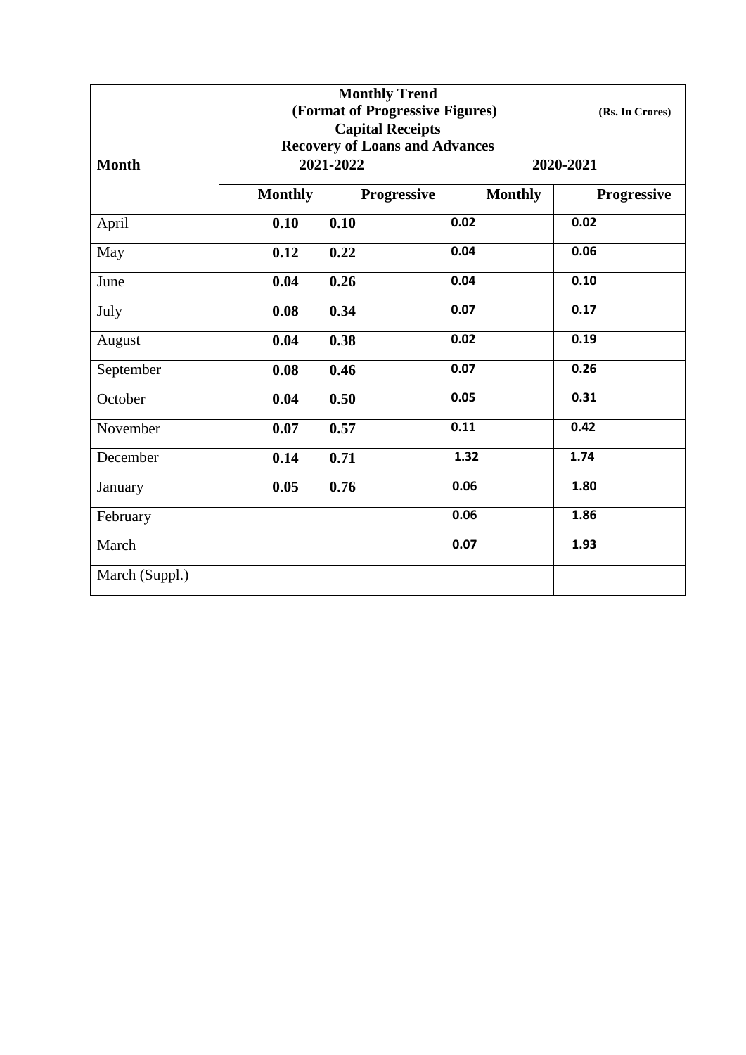| Monthly Trend (Format of Progressive Figures) (Rs. In Crores) | | | | |
|---|---|---|---|---|
| **Capital Receipts** **Recovery of Loans and Advances** | | | | |
| **Month** | **2021-2022** | | **2020-2021** | |
| | **Monthly** | **Progressive** | **Monthly** | **Progressive** |
| April | **0.10** | **0.10** | **0.02** | **0.02** |
| May | **0.12** | **0.22** | **0.04** | **0.06** |
| June | **0.04** | **0.26** | **0.04** | **0.10** |
| July | **0.08** | **0.34** | **0.07** | **0.17** |
| August | **0.04** | **0.38** | **0.02** | **0.19** |
| September | **0.08** | **0.46** | **0.07** | **0.26** |
| October | **0.04** | **0.50** | **0.05** | **0.31** |
| November | **0.07** | **0.57** | **0.11** | **0.42** |
| December | **0.14** | **0.71** | **1.32** | **1.74** |
| January | **0.05** | **0.76** | **0.06** | **1.80** |
| February | | | **0.06** | **1.86** |
| March | | | **0.07** | **1.93** |
| March (Suppl.) | | | | |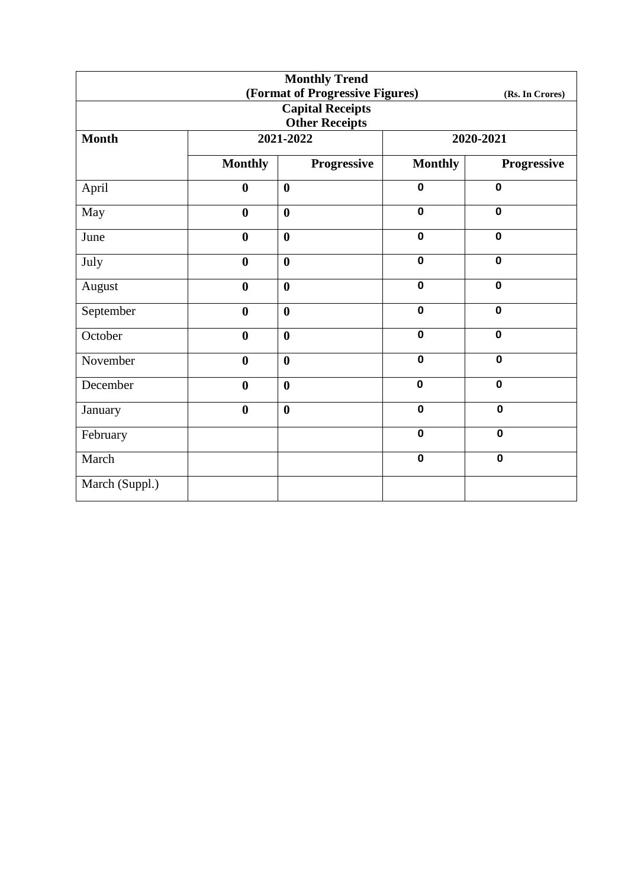| Monthly Trend (Format of Progressive Figures) (Rs. In Crores) | | | | |
|---|---|---|---|---|
| Capital Receipts Other Receipts | | | | |
| **Month** | **2021-2022** | | **2020-2021** | |
| | **Monthly** | **Progressive** | **Monthly** | **Progressive** |
| April | **0** | **0** | **0** | **0** |
| May | **0** | **0** | **0** | **0** |
| June | **0** | **0** | **0** | **0** |
| July | **0** | **0** | **0** | **0** |
| August | **0** | **0** | **0** | **0** |
| September | **0** | **0** | **0** | **0** |
| October | **0** | **0** | **0** | **0** |
| November | **0** | **0** | **0** | **0** |
| December | **0** | **0** | **0** | **0** |
| January | **0** | **0** | **0** | **0** |
| February | | | **0** | **0** |
| March | | | **0** | **0** |
| March (Suppl.) | | | | |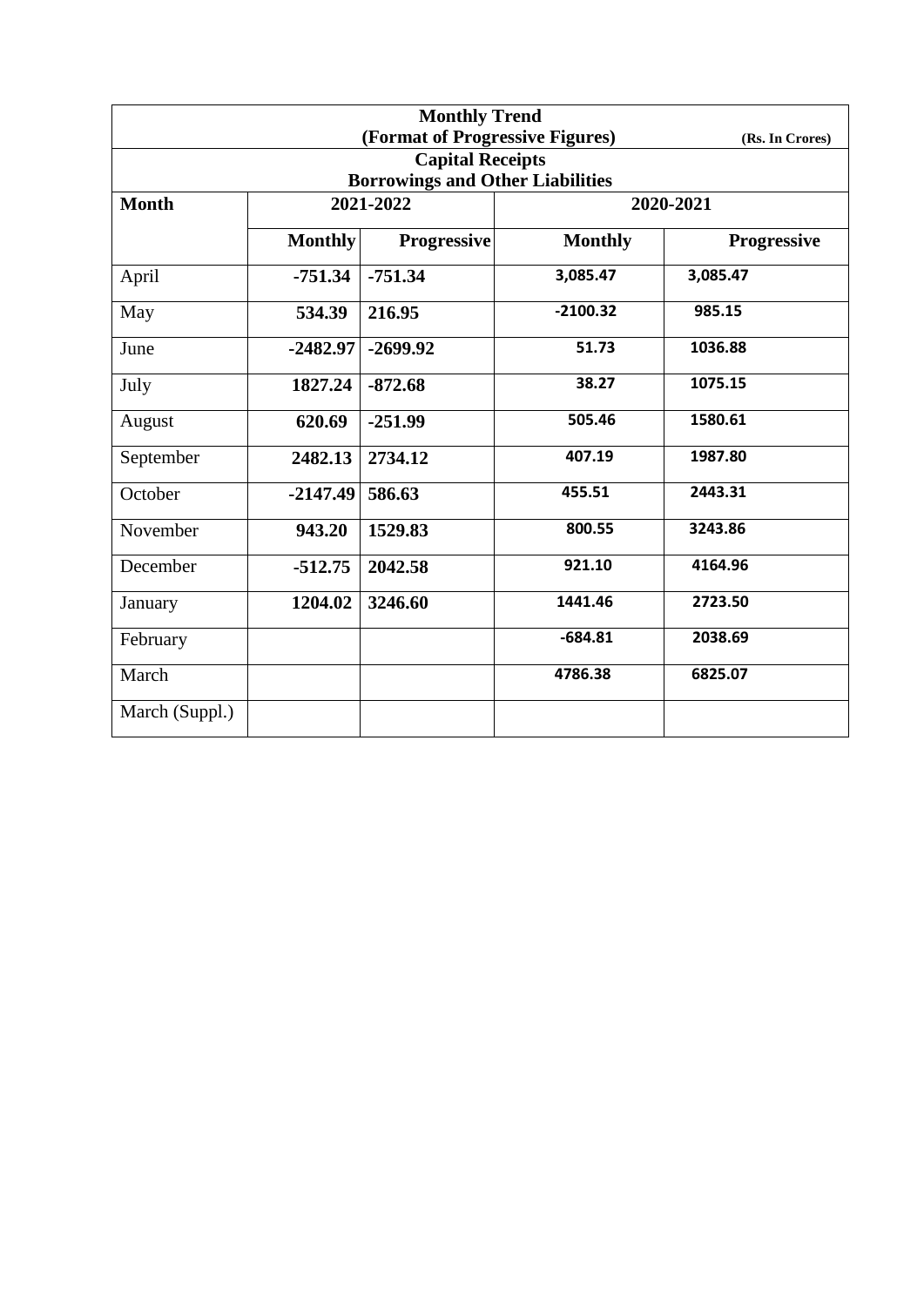| **Monthly Trend (Format of Progressive Figures)** (Rs. In Crores) | | | | |
|---|---|---|---|---|
| **Capital Receipts Borrowings and Other Liabilities** | | | | |
| **Month** | **2021-2022** | | **2020-2021** | |
| | **Monthly** | **Progressive** | **Monthly** | **Progressive** |
| April | **-751.34** | **-751.34** | **3,085.47** | **3,085.47** |
| May | **534.39** | **216.95** | **-2100.32** | **985.15** |
| June | **-2482.97** | **-2699.92** | **51.73** | **1036.88** |
| July | **1827.24** | **-872.68** | **38.27** | **1075.15** |
| August | **620.69** | **-251.99** | **505.46** | **1580.61** |
| September | **2482.13** | **2734.12** | **407.19** | **1987.80** |
| October | **-2147.49** | **586.63** | **455.51** | **2443.31** |
| November | **943.20** | **1529.83** | **800.55** | **3243.86** |
| December | **-512.75** | **2042.58** | **921.10** | **4164.96** |
| January | **1204.02** | **3246.60** | **1441.46** | **2723.50** |
| February | | | **-684.81** | **2038.69** |
| March | | | **4786.38** | **6825.07** |
| March (Suppl.) | | | | |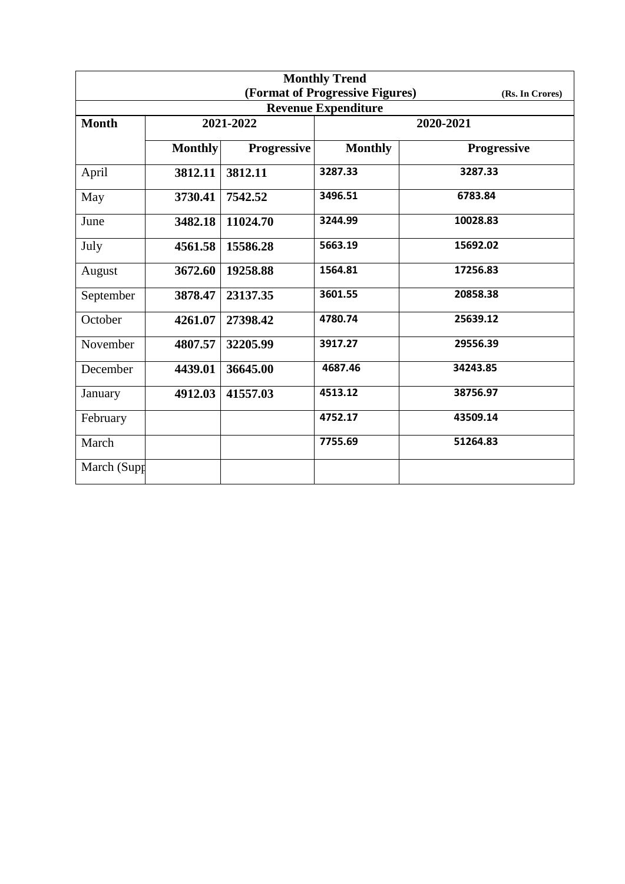**Monthly Trend**
**(Format of Progressive Figures)** **(Rs. In Crores)**

**Revenue Expenditure**

| Month | 2021-2022 | | 2020-2021 | |
|---|---|---|---|---|
| | Monthly | Progressive | Monthly | Progressive |
| April | 3812.11 | 3812.11 | 3287.33 | 3287.33 |
| May | 3730.41 | 7542.52 | 3496.51 | 6783.84 |
| June | 3482.18 | 11024.70 | 3244.99 | 10028.83 |
| July | 4561.58 | 15586.28 | 5663.19 | 15692.02 |
| August | 3672.60 | 19258.88 | 1564.81 | 17256.83 |
| September | 3878.47 | 23137.35 | 3601.55 | 20858.38 |
| October | 4261.07 | 27398.42 | 4780.74 | 25639.12 |
| November | 4807.57 | 32205.99 | 3917.27 | 29556.39 |
| December | 4439.01 | 36645.00 | 4687.46 | 34243.85 |
| January | 4912.03 | 41557.03 | 4513.12 | 38756.97 |
| February | | | 4752.17 | 43509.14 |
| March | | | 7755.69 | 51264.83 |
| March (Supp | | | | |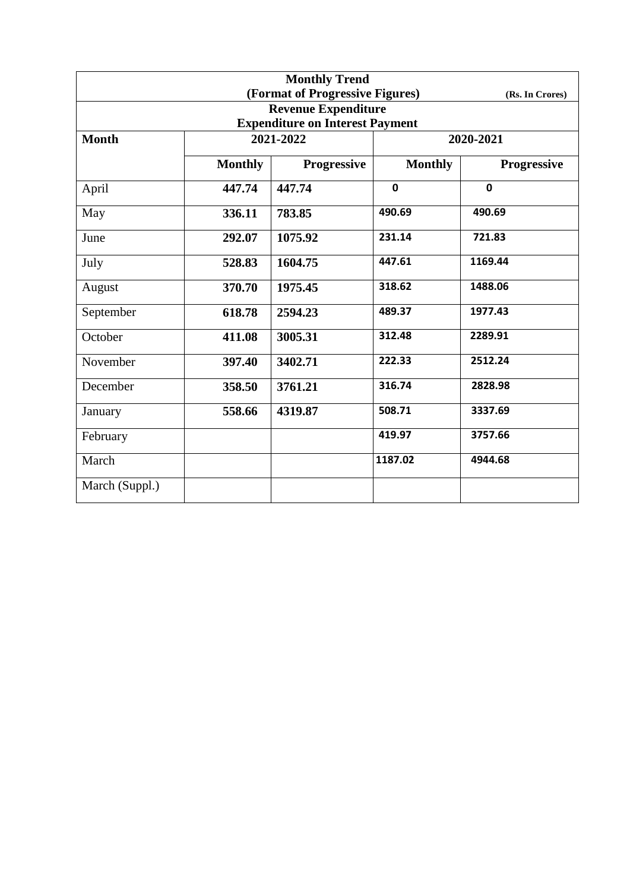| Monthly Trend (Format of Progressive Figures) (Rs. In Crores) | | | | |
|---|---|---|---|---|
| **Revenue Expenditure Expenditure on Interest Payment** | | | | |
| **Month** | **2021-2022** | | **2020-2021** | |
| | **Monthly** | **Progressive** | **Monthly** | **Progressive** |
| April | **447.74** | **447.74** | **0** | **0** |
| May | **336.11** | **783.85** | **490.69** | **490.69** |
| June | **292.07** | **1075.92** | **231.14** | **721.83** |
| July | **528.83** | **1604.75** | **447.61** | **1169.44** |
| August | **370.70** | **1975.45** | **318.62** | **1488.06** |
| September | **618.78** | **2594.23** | **489.37** | **1977.43** |
| October | **411.08** | **3005.31** | **312.48** | **2289.91** |
| November | **397.40** | **3402.71** | **222.33** | **2512.24** |
| December | **358.50** | **3761.21** | **316.74** | **2828.98** |
| January | **558.66** | **4319.87** | **508.71** | **3337.69** |
| February | | | **419.97** | **3757.66** |
| March | | | **1187.02** | **4944.68** |
| March (Suppl.) | | | | |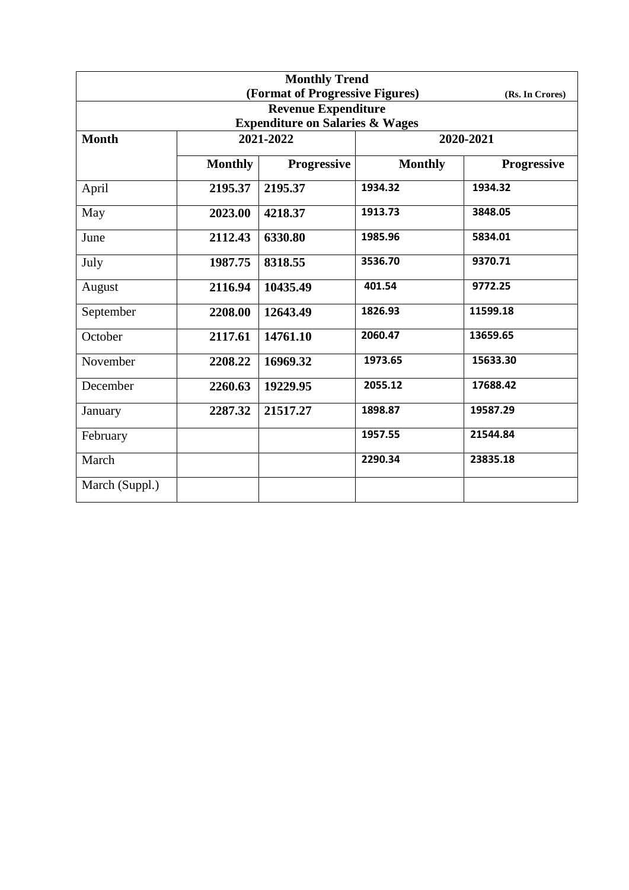| Monthly Trend (Format of Progressive Figures) (Rs. In Crores) | | | | |
|---|---|---|---|---|
| Revenue Expenditure<br>Expenditure on Salaries & Wages | | | | |
| **Month** | **2021-2022** | | **2020-2021** | |
| | **Monthly** | **Progressive** | **Monthly** | **Progressive** |
| April | **2195.37** | **2195.37** | **1934.32** | **1934.32** |
| May | **2023.00** | **4218.37** | **1913.73** | **3848.05** |
| June | **2112.43** | **6330.80** | **1985.96** | **5834.01** |
| July | **1987.75** | **8318.55** | **3536.70** | **9370.71** |
| August | **2116.94** | **10435.49** | **401.54** | **9772.25** |
| September | **2208.00** | **12643.49** | **1826.93** | **11599.18** |
| October | **2117.61** | **14761.10** | **2060.47** | **13659.65** |
| November | **2208.22** | **16969.32** | **1973.65** | **15633.30** |
| December | **2260.63** | **19229.95** | **2055.12** | **17688.42** |
| January | **2287.32** | **21517.27** | **1898.87** | **19587.29** |
| February | | | **1957.55** | **21544.84** |
| March | | | **2290.34** | **23835.18** |
| March (Suppl.) | | | | |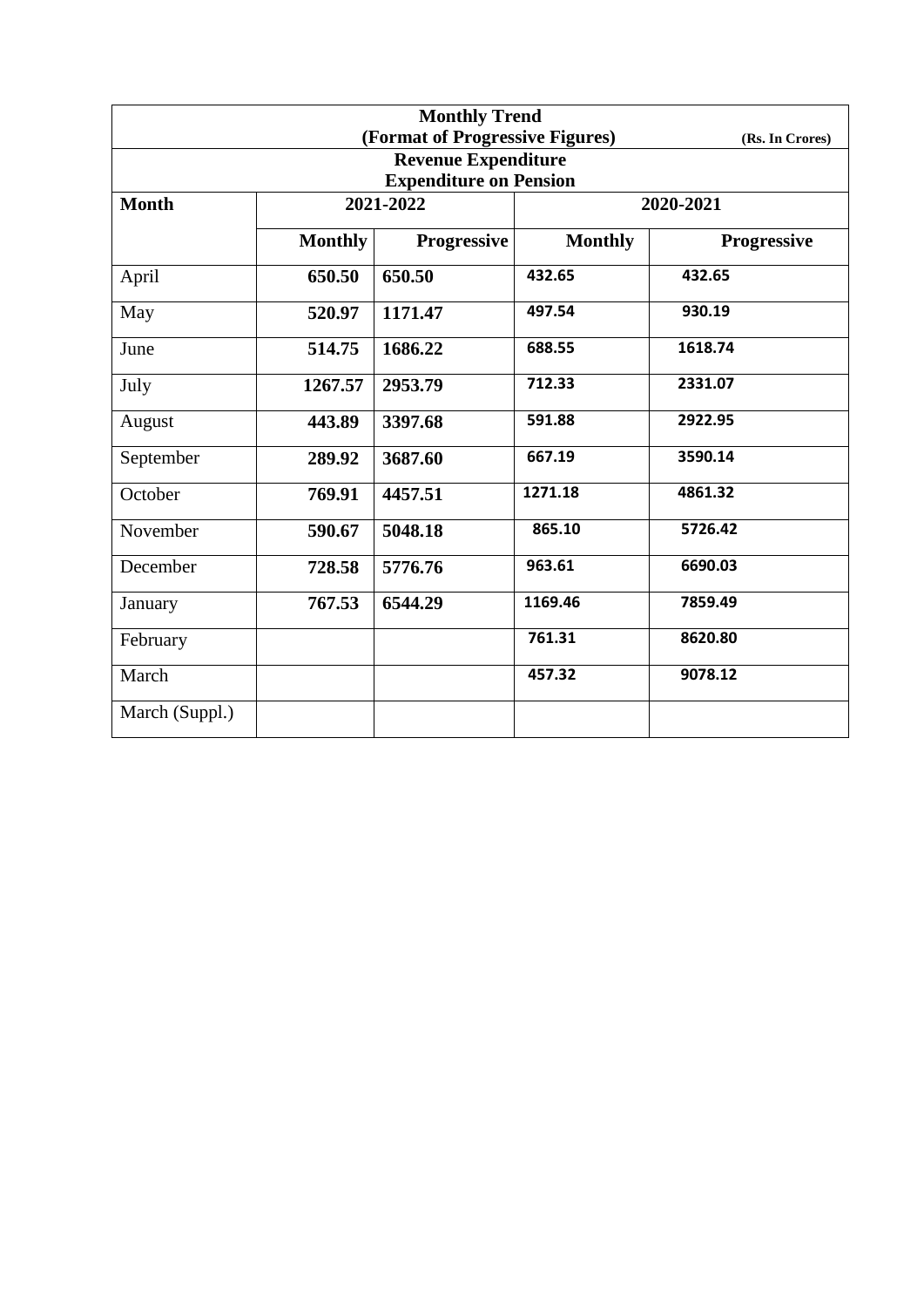**Monthly Trend**

**(Format of Progressive Figures)** **(Rs. In Crores)**

**Revenue Expenditure**

**Expenditure on Pension**

| Month | 2021-2022 | | 2020-2021 | |
|---|---|---|---|---|
| | Monthly | Progressive | Monthly | Progressive |
| April | 650.50 | 650.50 | 432.65 | 432.65 |
| May | 520.97 | 1171.47 | 497.54 | 930.19 |
| June | 514.75 | 1686.22 | 688.55 | 1618.74 |
| July | 1267.57 | 2953.79 | 712.33 | 2331.07 |
| August | 443.89 | 3397.68 | 591.88 | 2922.95 |
| September | 289.92 | 3687.60 | 667.19 | 3590.14 |
| October | 769.91 | 4457.51 | 1271.18 | 4861.32 |
| November | 590.67 | 5048.18 | 865.10 | 5726.42 |
| December | 728.58 | 5776.76 | 963.61 | 6690.03 |
| January | 767.53 | 6544.29 | 1169.46 | 7859.49 |
| February | | | 761.31 | 8620.80 |
| March | | | 457.32 | 9078.12 |
| March (Suppl.) | | | | |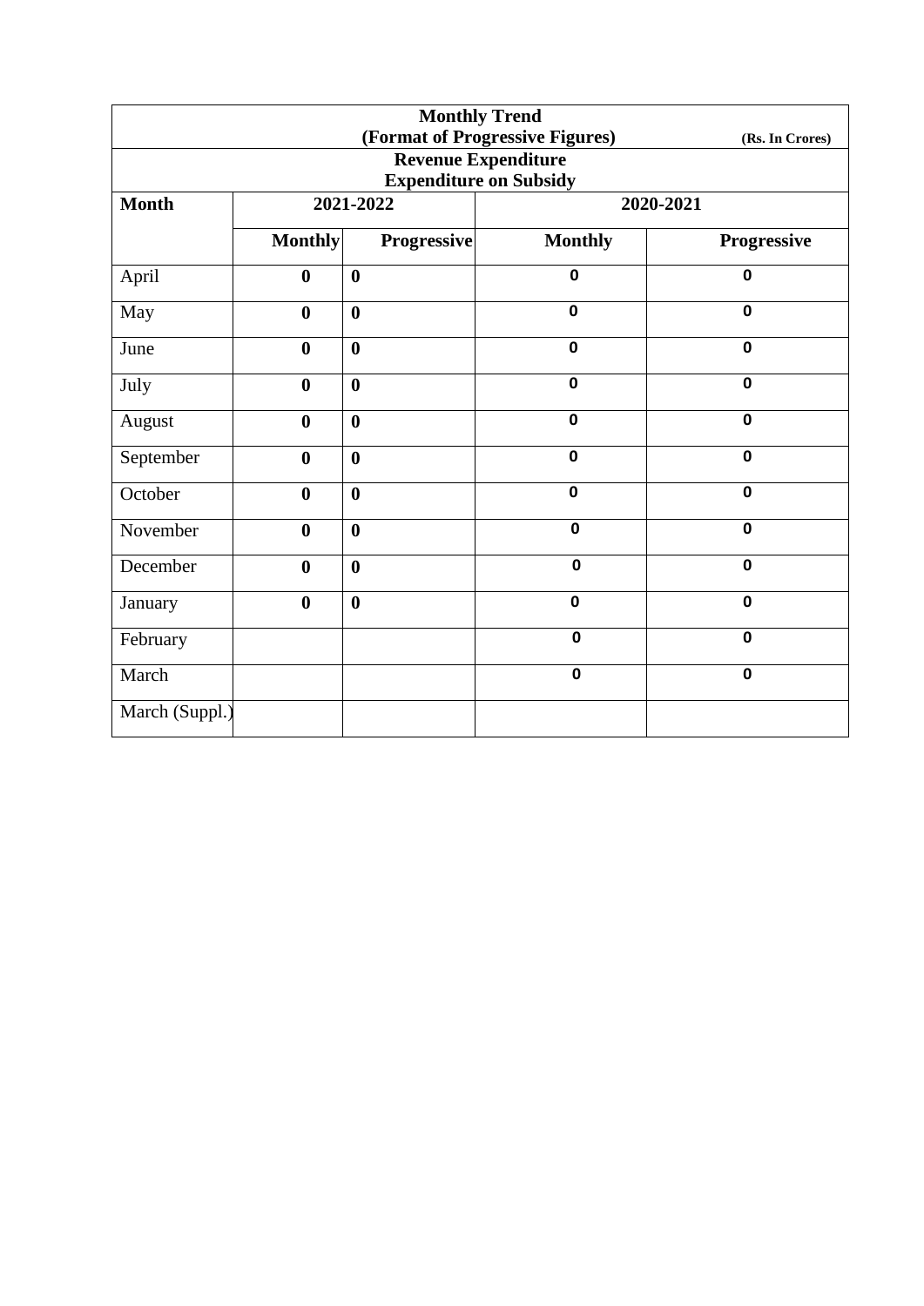**Monthly Trend**

**(Format of Progressive Figures)** **(Rs. In Crores)**

**Revenue Expenditure**

**Expenditure on Subsidy**

| Month | 2021-2022 | | 2020-2021 | |
|---|---|---|---|---|
| | Monthly | Progressive | Monthly | Progressive |
| April | 0 | 0 | 0 | 0 |
| May | 0 | 0 | 0 | 0 |
| June | 0 | 0 | 0 | 0 |
| July | 0 | 0 | 0 | 0 |
| August | 0 | 0 | 0 | 0 |
| September | 0 | 0 | 0 | 0 |
| October | 0 | 0 | 0 | 0 |
| November | 0 | 0 | 0 | 0 |
| December | 0 | 0 | 0 | 0 |
| January | 0 | 0 | 0 | 0 |
| February | | | 0 | 0 |
| March | | | 0 | 0 |
| March (Suppl.) | | | | |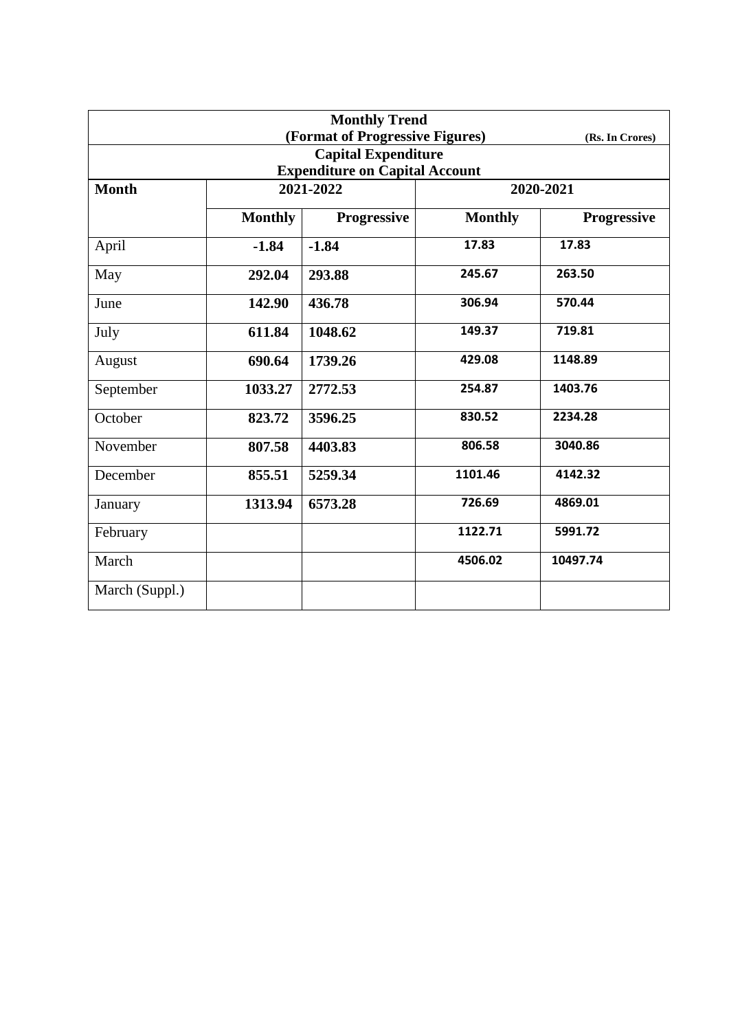| Monthly Trend (Format of Progressive Figures) (Rs. In Crores) | | | | |
|---|---|---|---|---|
| **Capital Expenditure** **Expenditure on Capital Account** | | | | |
| **Month** | **2021-2022** | | **2020-2021** | |
| | **Monthly** | **Progressive** | **Monthly** | **Progressive** |
| April | **-1.84** | **-1.84** | **17.83** | **17.83** |
| May | **292.04** | **293.88** | **245.67** | **263.50** |
| June | **142.90** | **436.78** | **306.94** | **570.44** |
| July | **611.84** | **1048.62** | **149.37** | **719.81** |
| August | **690.64** | **1739.26** | **429.08** | **1148.89** |
| September | **1033.27** | **2772.53** | **254.87** | **1403.76** |
| October | **823.72** | **3596.25** | **830.52** | **2234.28** |
| November | **807.58** | **4403.83** | **806.58** | **3040.86** |
| December | **855.51** | **5259.34** | **1101.46** | **4142.32** |
| January | **1313.94** | **6573.28** | **726.69** | **4869.01** |
| February | | | **1122.71** | **5991.72** |
| March | | | **4506.02** | **10497.74** |
| March (Suppl.) | | | | |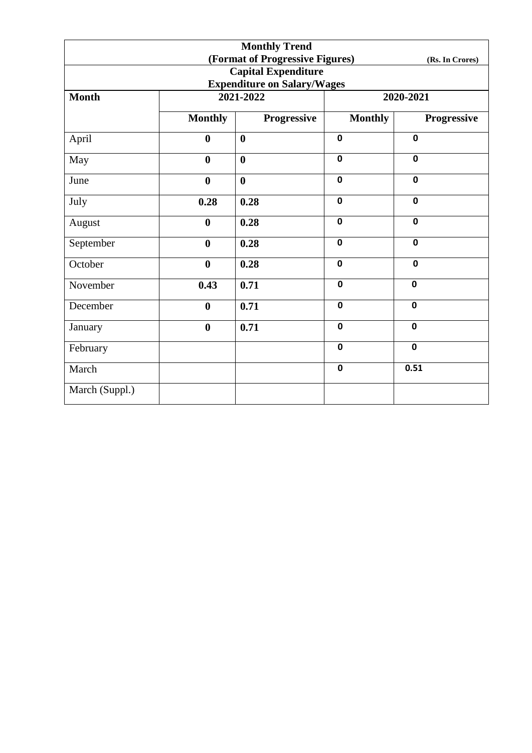**Monthly Trend**

**(Format of Progressive Figures)** **(Rs. In Crores)**

**Capital Expenditure**

**Expenditure on Salary/Wages**

| **Month** | **2021-2022** | | **2020-2021** | |
|---|---|---|---|---|
| | **Monthly** | **Progressive** | **Monthly** | **Progressive** |
| April | **0** | **0** | **0** | **0** |
| May | **0** | **0** | **0** | **0** |
| June | **0** | **0** | **0** | **0** |
| July | **0.28** | **0.28** | **0** | **0** |
| August | **0** | **0.28** | **0** | **0** |
| September | **0** | **0.28** | **0** | **0** |
| October | **0** | **0.28** | **0** | **0** |
| November | **0.43** | **0.71** | **0** | **0** |
| December | **0** | **0.71** | **0** | **0** |
| January | **0** | **0.71** | **0** | **0** |
| February | | | **0** | **0** |
| March | | | **0** | **0.51** |
| March (Suppl.) | | | | |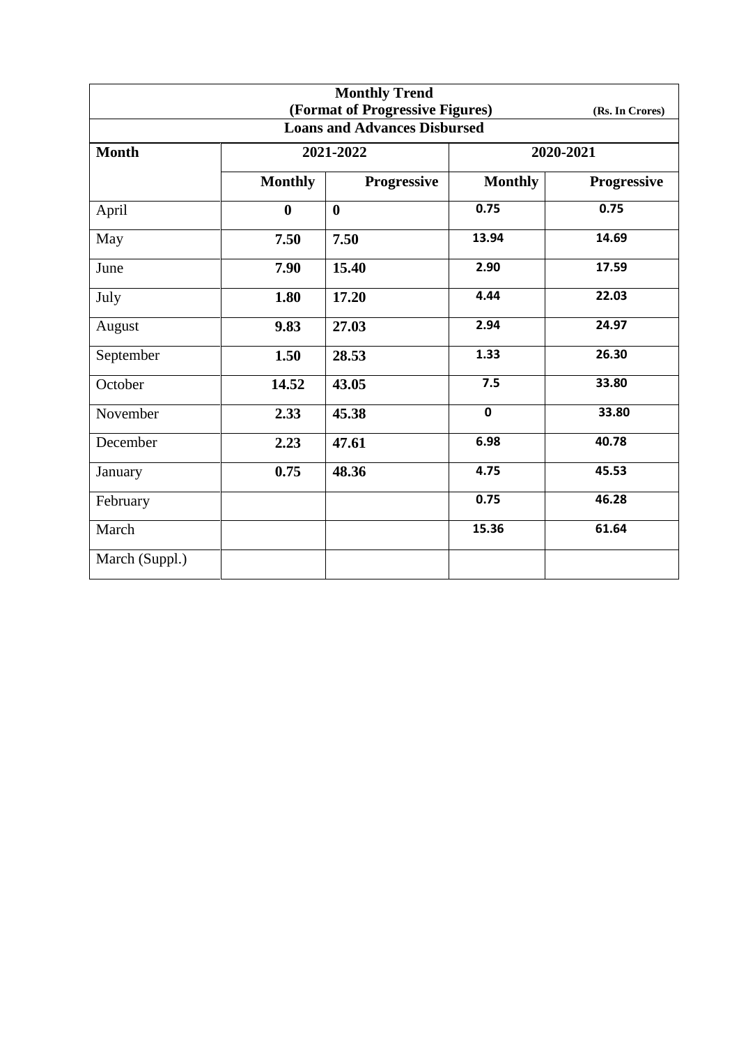| Monthly Trend (Format of Progressive Figures) (Rs. In Crores) | | | | |
|---|---|---|---|---|
| **Loans and Advances Disbursed** | | | | |
| **Month** | **2021-2022** | | **2020-2021** | |
| | **Monthly** | **Progressive** | **Monthly** | **Progressive** |
| April | **0** | **0** | **0.75** | **0.75** |
| May | **7.50** | **7.50** | **13.94** | **14.69** |
| June | **7.90** | **15.40** | **2.90** | **17.59** |
| July | **1.80** | **17.20** | **4.44** | **22.03** |
| August | **9.83** | **27.03** | **2.94** | **24.97** |
| September | **1.50** | **28.53** | **1.33** | **26.30** |
| October | **14.52** | **43.05** | **7.5** | **33.80** |
| November | **2.33** | **45.38** | **0** | **33.80** |
| December | **2.23** | **47.61** | **6.98** | **40.78** |
| January | **0.75** | **48.36** | **4.75** | **45.53** |
| February | | | **0.75** | **46.28** |
| March | | | **15.36** | **61.64** |
| March (Suppl.) | | | | |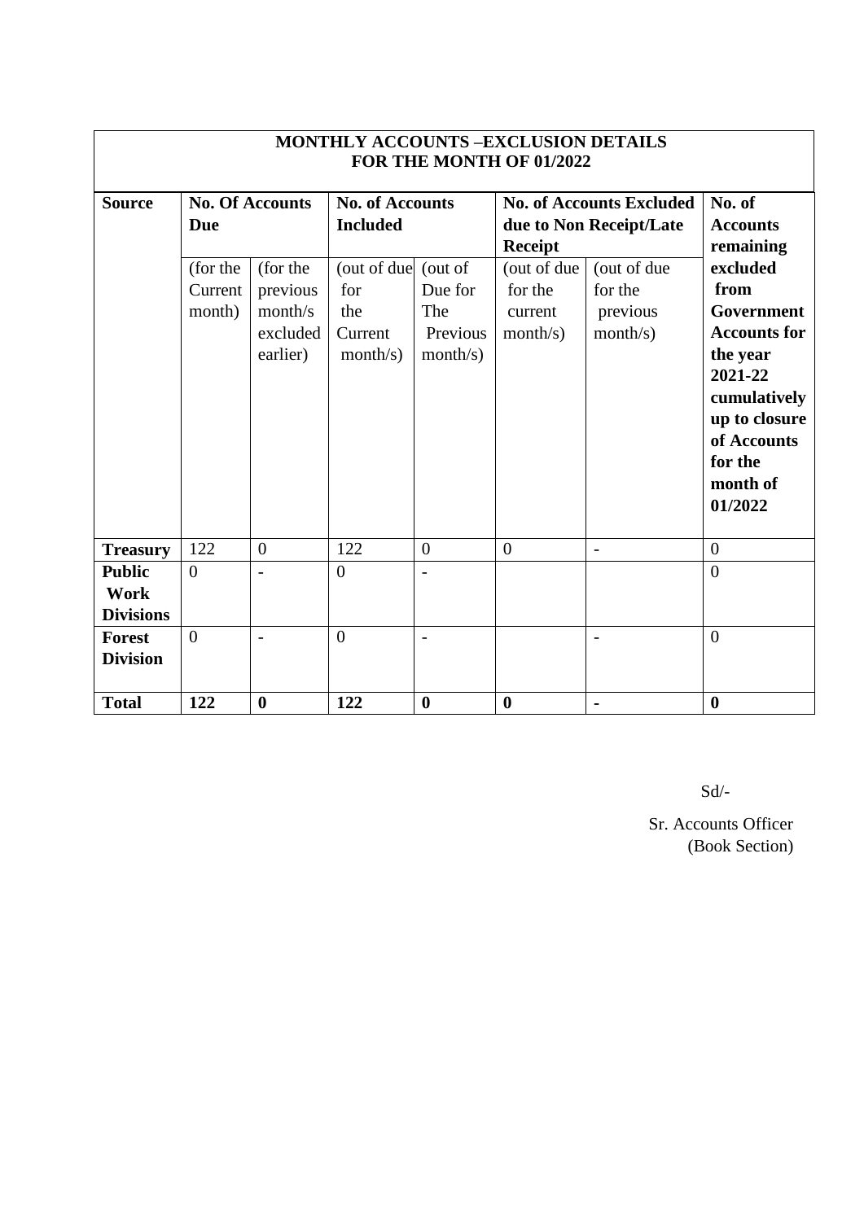## MONTHLY ACCOUNTS –EXCLUSION DETAILS
## FOR THE MONTH OF 01/2022

| Source | No. Of Accounts Due | | No. of Accounts Included | | No. of Accounts Excluded due to Non Receipt/Late Receipt | | No. of Accounts remaining excluded from Government Accounts for the year 2021-22 cumulatively up to closure of Accounts for the month of 01/2022 |
|---|---|---|---|---|---|---|---|
| | (for the Current month) | (for the previous month/s excluded earlier) | (out of due for the Current month/s) | (out of Due for The Previous month/s) | (out of due for the current month/s) | (out of due for the previous month/s) | |
| **Treasury** | 122 | 0 | 122 | 0 | 0 | - | 0 |
| **Public Work Divisions** | 0 | - | 0 | - | | | 0 |
| **Forest Division** | 0 | - | 0 | - | | - | 0 |
| **Total** | **122** | **0** | **122** | **0** | **0** | **-** | **0** |

Sd/-

Sr. Accounts Officer
(Book Section)